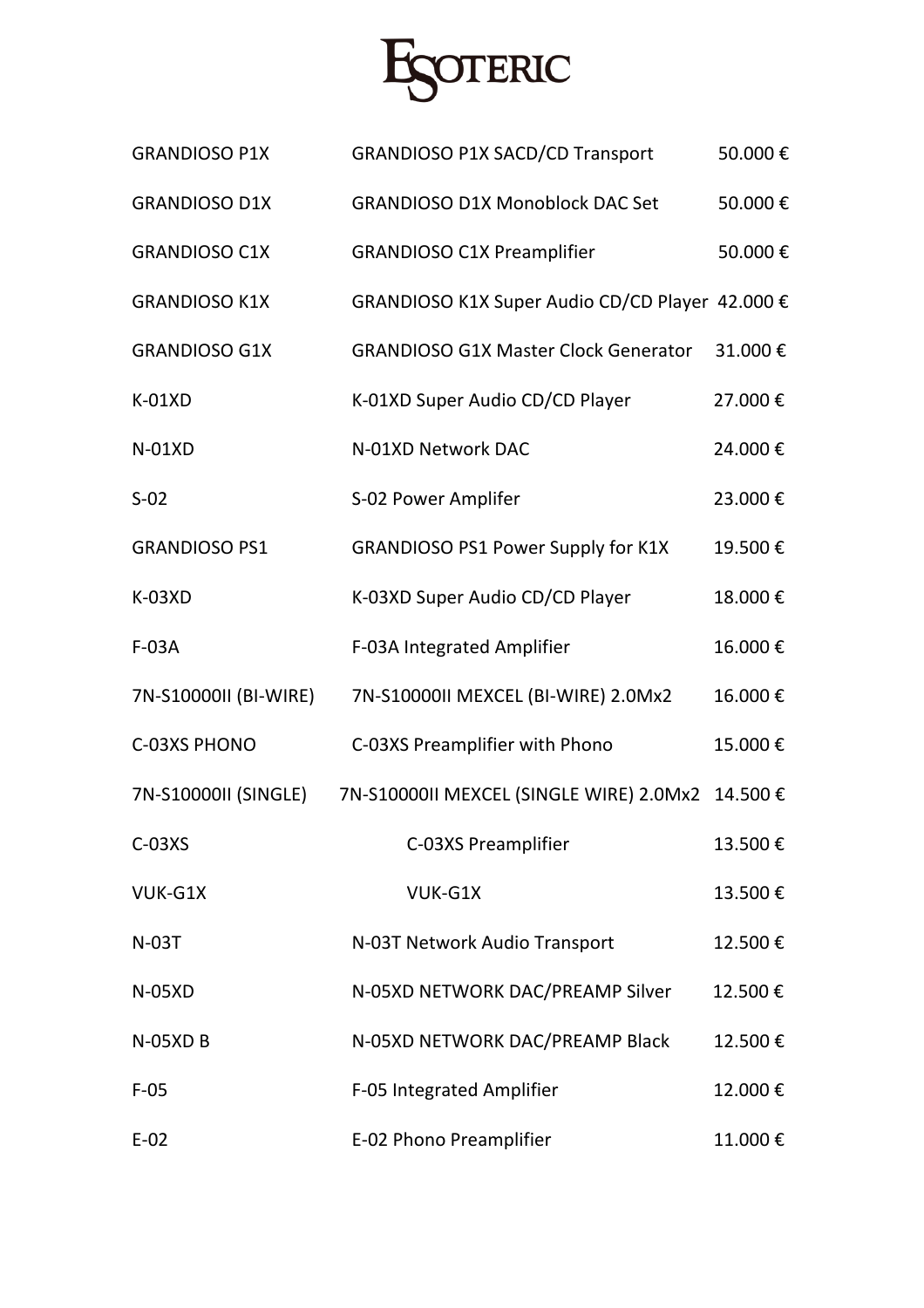# ESOTERIC

| | | |
|---|---|---|
| GRANDIOSO P1X | GRANDIOSO P1X SACD/CD Transport | 50.000 € |
| GRANDIOSO D1X | GRANDIOSO D1X Monoblock DAC Set | 50.000 € |
| GRANDIOSO C1X | GRANDIOSO C1X Preamplifier | 50.000 € |
| GRANDIOSO K1X | GRANDIOSO K1X Super Audio CD/CD Player | 42.000 € |
| GRANDIOSO G1X | GRANDIOSO G1X Master Clock Generator | 31.000 € |
| K-01XD | K-01XD Super Audio CD/CD Player | 27.000 € |
| N-01XD | N-01XD Network DAC | 24.000 € |
| S-02 | S-02 Power Amplifer | 23.000 € |
| GRANDIOSO PS1 | GRANDIOSO PS1 Power Supply for K1X | 19.500 € |
| K-03XD | K-03XD Super Audio CD/CD Player | 18.000 € |
| F-03A | F-03A Integrated Amplifier | 16.000 € |
| 7N-S10000II (BI-WIRE) | 7N-S10000II MEXCEL (BI-WIRE) 2.0Mx2 | 16.000 € |
| C-03XS PHONO | C-03XS Preamplifier with Phono | 15.000 € |
| 7N-S10000II (SINGLE) | 7N-S10000II MEXCEL (SINGLE WIRE) 2.0Mx2 | 14.500 € |
| C-03XS | C-03XS Preamplifier | 13.500 € |
| VUK-G1X | VUK-G1X | 13.500 € |
| N-03T | N-03T Network Audio Transport | 12.500 € |
| N-05XD | N-05XD NETWORK DAC/PREAMP Silver | 12.500 € |
| N-05XD B | N-05XD NETWORK DAC/PREAMP Black | 12.500 € |
| F-05 | F-05 Integrated Amplifier | 12.000 € |
| E-02 | E-02 Phono Preamplifier | 11.000 € |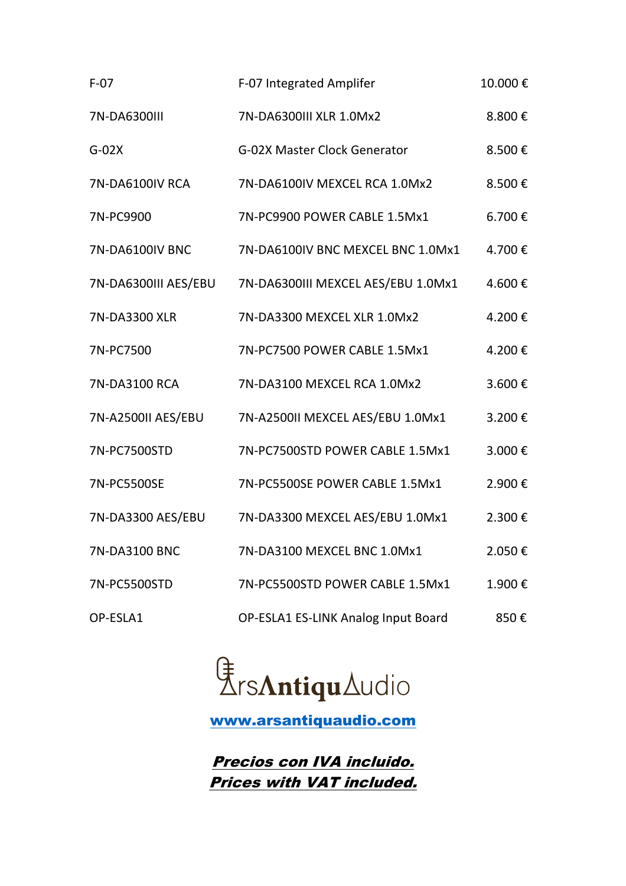| | | |
|---|---|---|
| F-07 | F-07 Integrated Amplifer | 10.000 € |
| 7N-DA6300III | 7N-DA6300III XLR 1.0Mx2 | 8.800 € |
| G-02X | G-02X Master Clock Generator | 8.500 € |
| 7N-DA6100IV RCA | 7N-DA6100IV MEXCEL RCA 1.0Mx2 | 8.500 € |
| 7N-PC9900 | 7N-PC9900 POWER CABLE 1.5Mx1 | 6.700 € |
| 7N-DA6100IV BNC | 7N-DA6100IV BNC MEXCEL BNC 1.0Mx1 | 4.700 € |
| 7N-DA6300III AES/EBU | 7N-DA6300III MEXCEL AES/EBU 1.0Mx1 | 4.600 € |
| 7N-DA3300 XLR | 7N-DA3300 MEXCEL XLR 1.0Mx2 | 4.200 € |
| 7N-PC7500 | 7N-PC7500 POWER CABLE 1.5Mx1 | 4.200 € |
| 7N-DA3100 RCA | 7N-DA3100 MEXCEL RCA 1.0Mx2 | 3.600 € |
| 7N-A2500II AES/EBU | 7N-A2500II MEXCEL AES/EBU 1.0Mx1 | 3.200 € |
| 7N-PC7500STD | 7N-PC7500STD POWER CABLE 1.5Mx1 | 3.000 € |
| 7N-PC5500SE | 7N-PC5500SE POWER CABLE 1.5Mx1 | 2.900 € |
| 7N-DA3300 AES/EBU | 7N-DA3300 MEXCEL AES/EBU 1.0Mx1 | 2.300 € |
| 7N-DA3100 BNC | 7N-DA3100 MEXCEL BNC 1.0Mx1 | 2.050 € |
| 7N-PC5500STD | 7N-PC5500STD POWER CABLE 1.5Mx1 | 1.900 € |
| OP-ESLA1 | OP-ESLA1 ES-LINK Analog Input Board | 850 € |

ArsAntiquAudio

www.arsantiquaudio.com

***Precios con IVA incluido.***
***Prices with VAT included.***